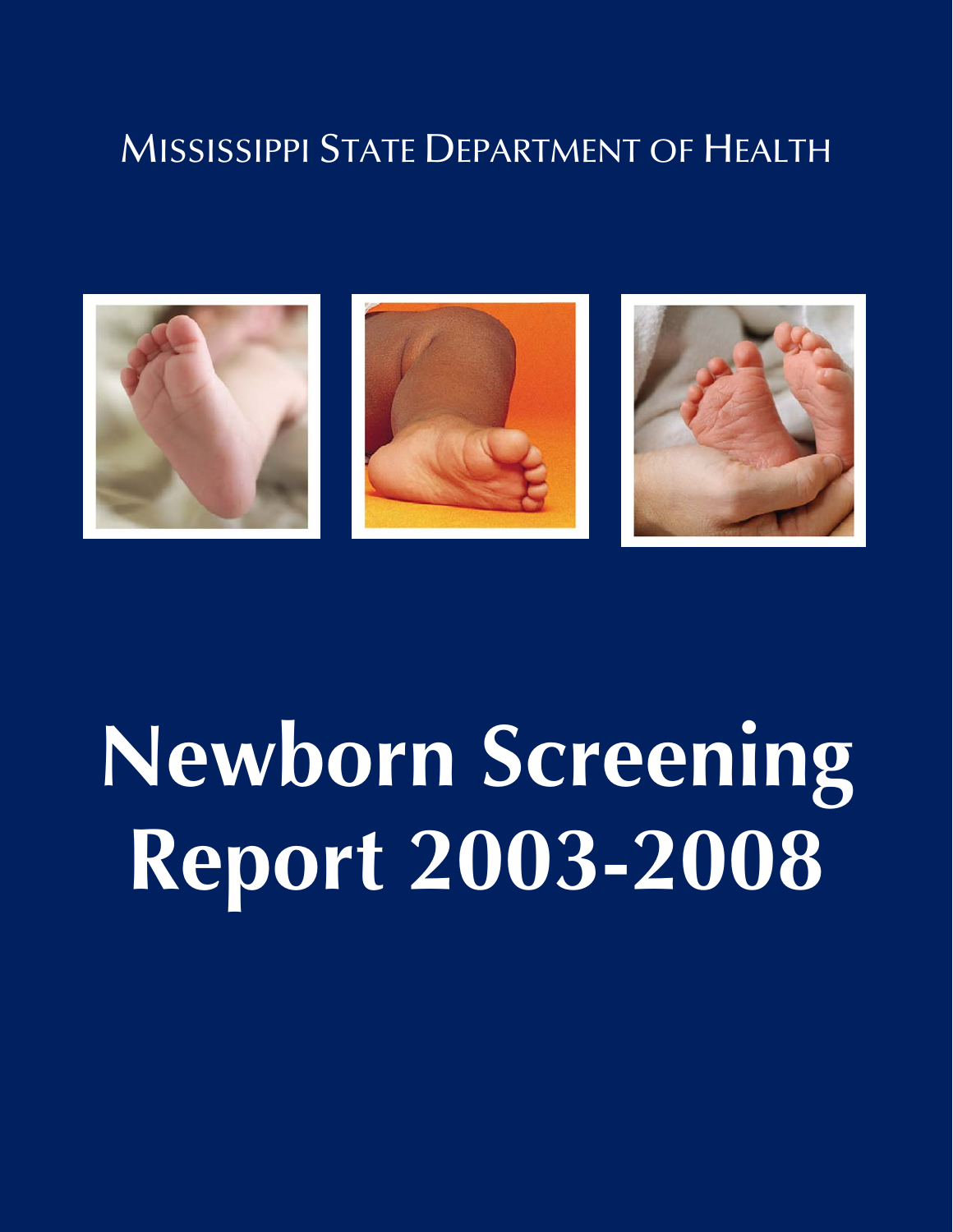MISSISSIPPI STATE DEPARTMENT OF HEALTH

# Newborn Screening Report 2003-2008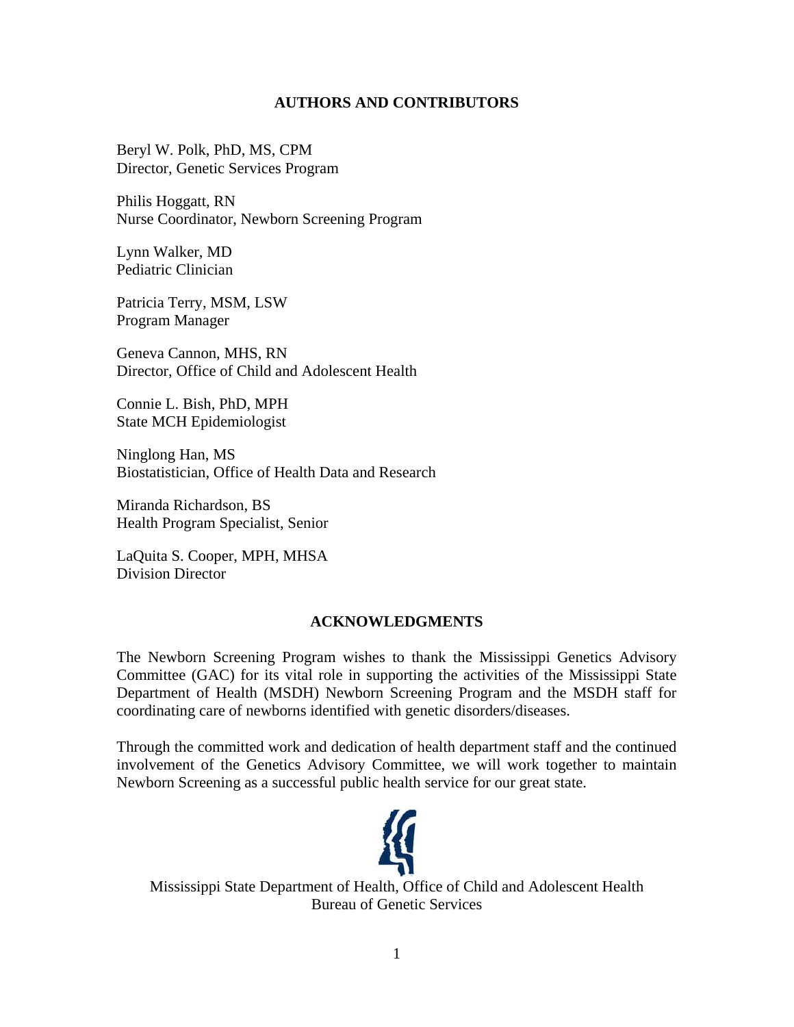## AUTHORS AND CONTRIBUTORS

Beryl W. Polk, PhD, MS, CPM
Director, Genetic Services Program

Philis Hoggatt, RN
Nurse Coordinator, Newborn Screening Program

Lynn Walker, MD
Pediatric Clinician

Patricia Terry, MSM, LSW
Program Manager

Geneva Cannon, MHS, RN
Director, Office of Child and Adolescent Health

Connie L. Bish, PhD, MPH
State MCH Epidemiologist

Ninglong Han, MS
Biostatistician, Office of Health Data and Research

Miranda Richardson, BS
Health Program Specialist, Senior

LaQuita S. Cooper, MPH, MHSA
Division Director

## ACKNOWLEDGMENTS

The Newborn Screening Program wishes to thank the Mississippi Genetics Advisory Committee (GAC) for its vital role in supporting the activities of the Mississippi State Department of Health (MSDH) Newborn Screening Program and the MSDH staff for coordinating care of newborns identified with genetic disorders/diseases.

Through the committed work and dedication of health department staff and the continued involvement of the Genetics Advisory Committee, we will work together to maintain Newborn Screening as a successful public health service for our great state.

Mississippi State Department of Health, Office of Child and Adolescent Health
Bureau of Genetic Services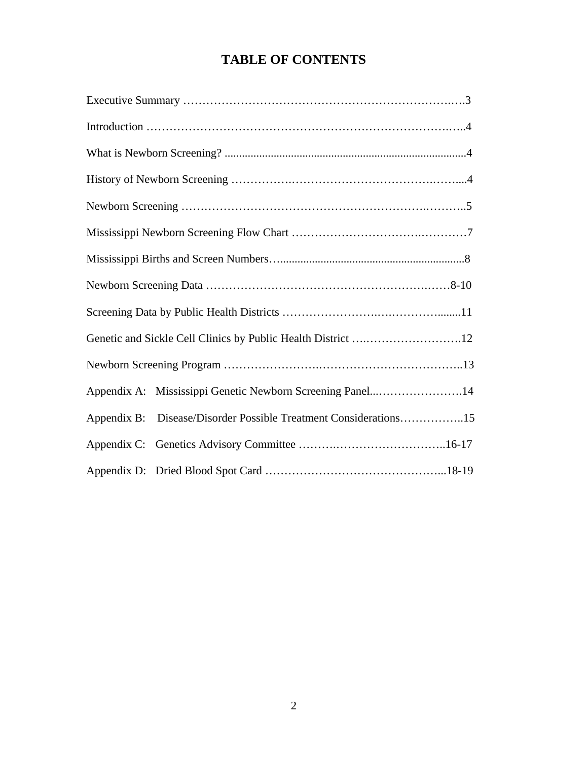# TABLE OF CONTENTS

Executive Summary ………………………………………………………………….….3

Introduction ……………………………………………………………………….…..4

What is Newborn Screening? ....................................................................................4

History of Newborn Screening …………….………………………………….……....4

Newborn Screening ……………………………………………………….………..5

Mississippi Newborn Screening Flow Chart ………………………….…………7

Mississippi Births and Screen Numbers…...............................................................8

Newborn Screening Data ……………….………………………………….……8-10

Screening Data by Public Health Districts …………………….….………….........11

Genetic and Sickle Cell Clinics by Public Health District ….…………………….12

Newborn Screening Program …………………….………………………………..13

Appendix A: Mississippi Genetic Newborn Screening Panel...………………….14

Appendix B: Disease/Disorder Possible Treatment Considerations……………..15

Appendix C: Genetics Advisory Committee ……….………………………..16-17

Appendix D: Dried Blood Spot Card ……………………………………...18-19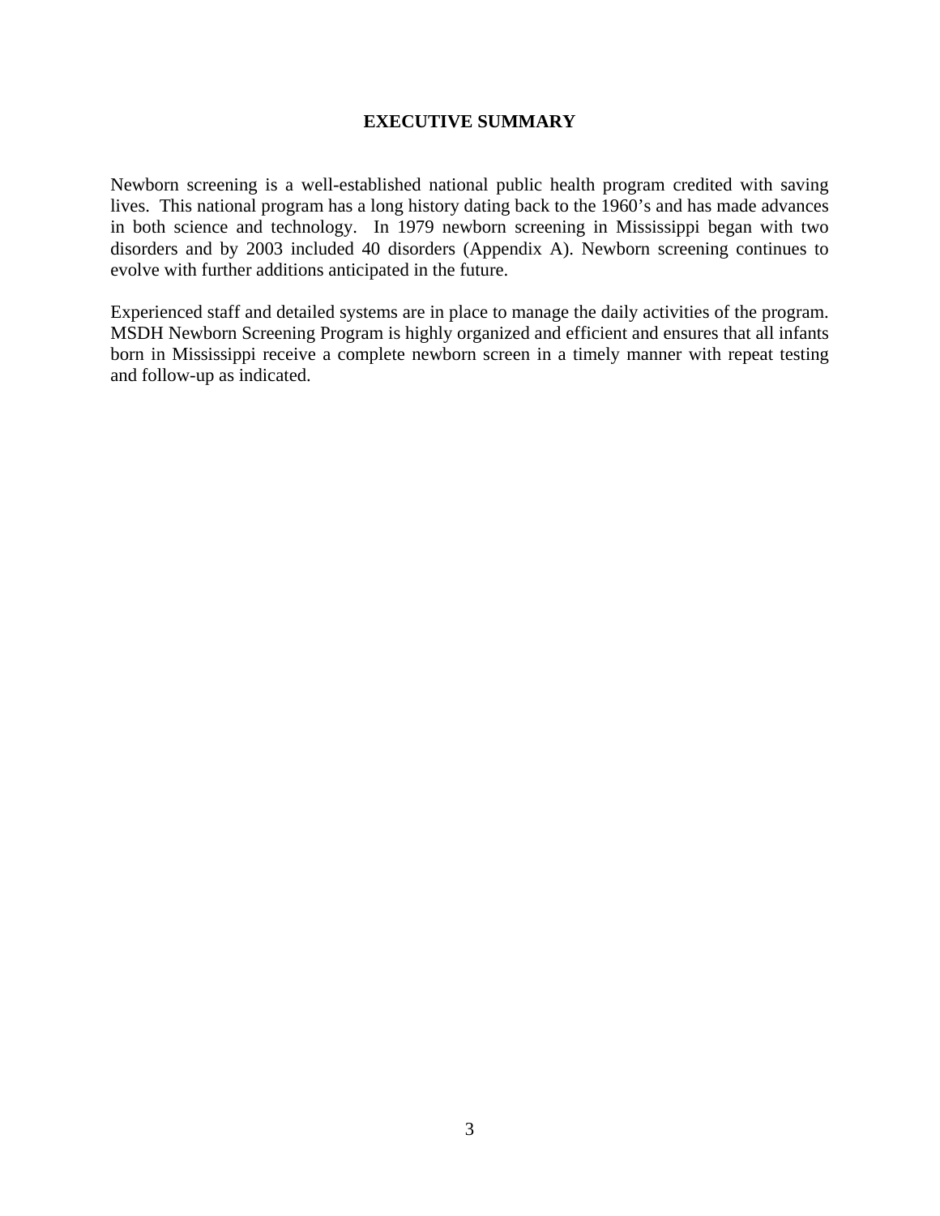# EXECUTIVE SUMMARY

Newborn screening is a well-established national public health program credited with saving lives. This national program has a long history dating back to the 1960's and has made advances in both science and technology. In 1979 newborn screening in Mississippi began with two disorders and by 2003 included 40 disorders (Appendix A). Newborn screening continues to evolve with further additions anticipated in the future.

Experienced staff and detailed systems are in place to manage the daily activities of the program. MSDH Newborn Screening Program is highly organized and efficient and ensures that all infants born in Mississippi receive a complete newborn screen in a timely manner with repeat testing and follow-up as indicated.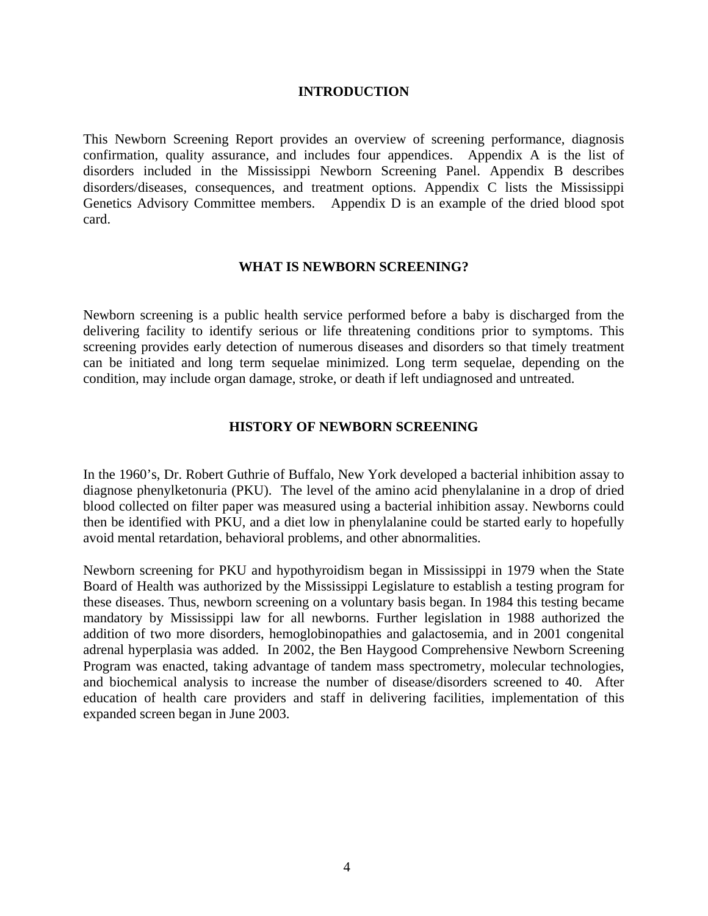## INTRODUCTION

This Newborn Screening Report provides an overview of screening performance, diagnosis confirmation, quality assurance, and includes four appendices. Appendix A is the list of disorders included in the Mississippi Newborn Screening Panel. Appendix B describes disorders/diseases, consequences, and treatment options. Appendix C lists the Mississippi Genetics Advisory Committee members. Appendix D is an example of the dried blood spot card.

## WHAT IS NEWBORN SCREENING?

Newborn screening is a public health service performed before a baby is discharged from the delivering facility to identify serious or life threatening conditions prior to symptoms. This screening provides early detection of numerous diseases and disorders so that timely treatment can be initiated and long term sequelae minimized. Long term sequelae, depending on the condition, may include organ damage, stroke, or death if left undiagnosed and untreated.

## HISTORY OF NEWBORN SCREENING

In the 1960's, Dr. Robert Guthrie of Buffalo, New York developed a bacterial inhibition assay to diagnose phenylketonuria (PKU). The level of the amino acid phenylalanine in a drop of dried blood collected on filter paper was measured using a bacterial inhibition assay. Newborns could then be identified with PKU, and a diet low in phenylalanine could be started early to hopefully avoid mental retardation, behavioral problems, and other abnormalities.

Newborn screening for PKU and hypothyroidism began in Mississippi in 1979 when the State Board of Health was authorized by the Mississippi Legislature to establish a testing program for these diseases. Thus, newborn screening on a voluntary basis began. In 1984 this testing became mandatory by Mississippi law for all newborns. Further legislation in 1988 authorized the addition of two more disorders, hemoglobinopathies and galactosemia, and in 2001 congenital adrenal hyperplasia was added. In 2002, the Ben Haygood Comprehensive Newborn Screening Program was enacted, taking advantage of tandem mass spectrometry, molecular technologies, and biochemical analysis to increase the number of disease/disorders screened to 40. After education of health care providers and staff in delivering facilities, implementation of this expanded screen began in June 2003.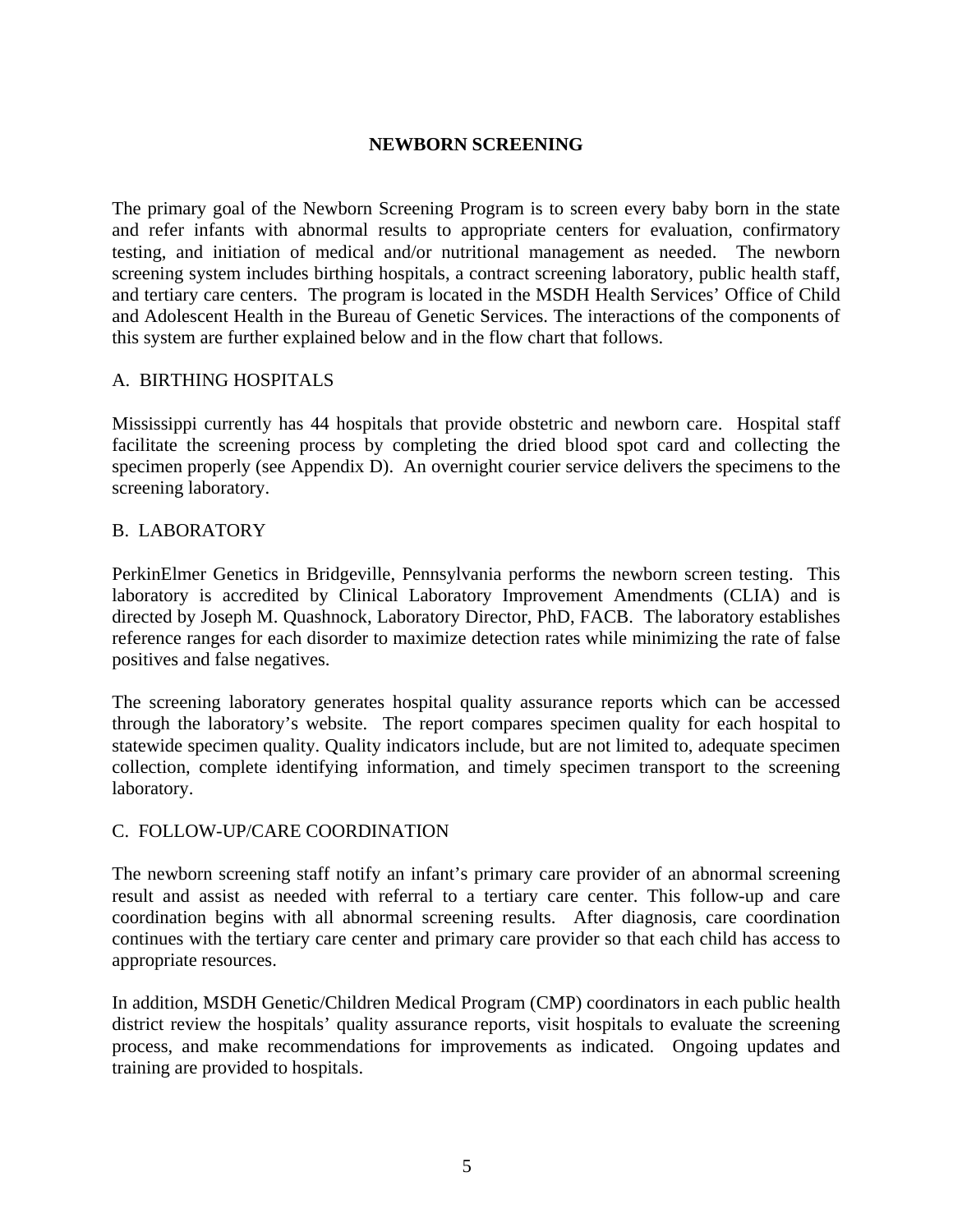# NEWBORN SCREENING

The primary goal of the Newborn Screening Program is to screen every baby born in the state and refer infants with abnormal results to appropriate centers for evaluation, confirmatory testing, and initiation of medical and/or nutritional management as needed. The newborn screening system includes birthing hospitals, a contract screening laboratory, public health staff, and tertiary care centers. The program is located in the MSDH Health Services' Office of Child and Adolescent Health in the Bureau of Genetic Services. The interactions of the components of this system are further explained below and in the flow chart that follows.

## A. BIRTHING HOSPITALS

Mississippi currently has 44 hospitals that provide obstetric and newborn care. Hospital staff facilitate the screening process by completing the dried blood spot card and collecting the specimen properly (see Appendix D). An overnight courier service delivers the specimens to the screening laboratory.

## B. LABORATORY

PerkinElmer Genetics in Bridgeville, Pennsylvania performs the newborn screen testing. This laboratory is accredited by Clinical Laboratory Improvement Amendments (CLIA) and is directed by Joseph M. Quashnock, Laboratory Director, PhD, FACB. The laboratory establishes reference ranges for each disorder to maximize detection rates while minimizing the rate of false positives and false negatives.

The screening laboratory generates hospital quality assurance reports which can be accessed through the laboratory's website. The report compares specimen quality for each hospital to statewide specimen quality. Quality indicators include, but are not limited to, adequate specimen collection, complete identifying information, and timely specimen transport to the screening laboratory.

## C. FOLLOW-UP/CARE COORDINATION

The newborn screening staff notify an infant's primary care provider of an abnormal screening result and assist as needed with referral to a tertiary care center. This follow-up and care coordination begins with all abnormal screening results. After diagnosis, care coordination continues with the tertiary care center and primary care provider so that each child has access to appropriate resources.

In addition, MSDH Genetic/Children Medical Program (CMP) coordinators in each public health district review the hospitals' quality assurance reports, visit hospitals to evaluate the screening process, and make recommendations for improvements as indicated. Ongoing updates and training are provided to hospitals.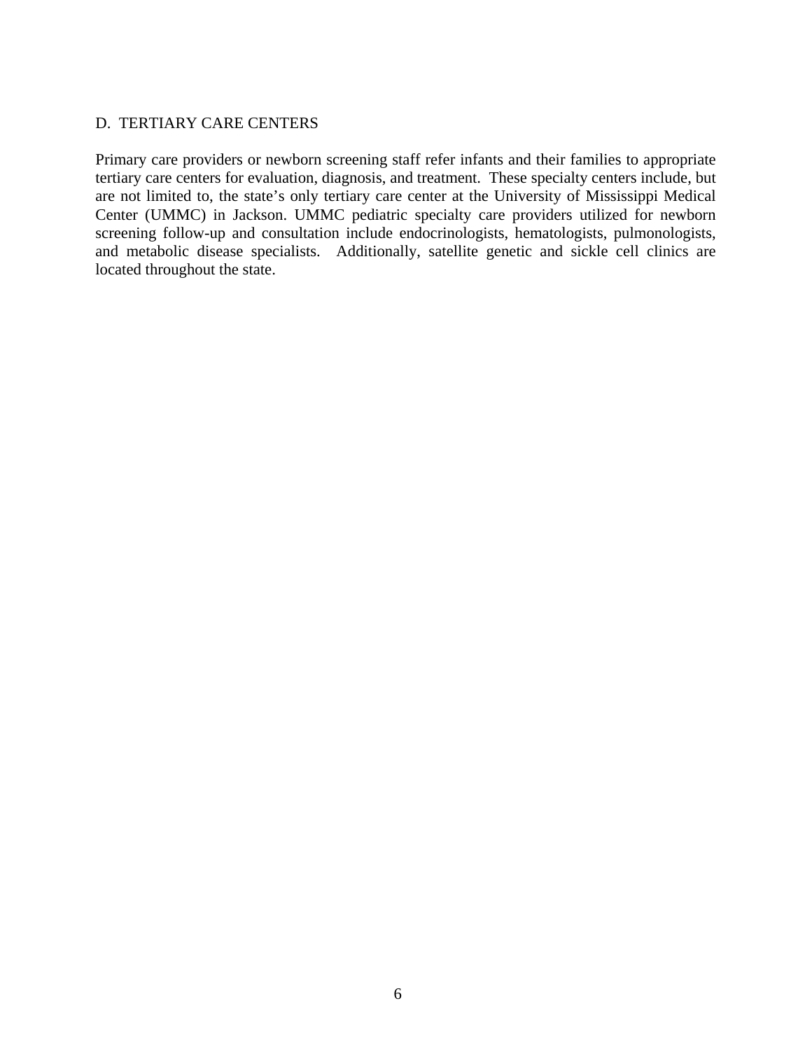## D. TERTIARY CARE CENTERS

Primary care providers or newborn screening staff refer infants and their families to appropriate tertiary care centers for evaluation, diagnosis, and treatment. These specialty centers include, but are not limited to, the state's only tertiary care center at the University of Mississippi Medical Center (UMMC) in Jackson. UMMC pediatric specialty care providers utilized for newborn screening follow-up and consultation include endocrinologists, hematologists, pulmonologists, and metabolic disease specialists. Additionally, satellite genetic and sickle cell clinics are located throughout the state.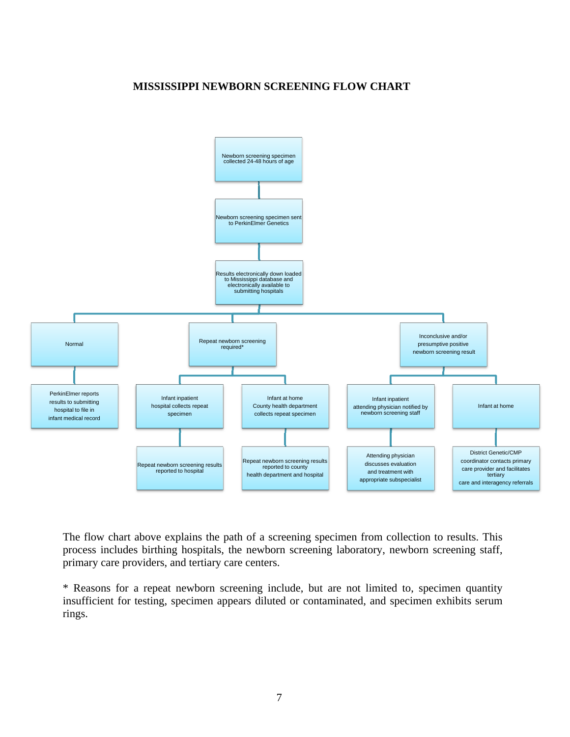# MISSISSIPPI NEWBORN SCREENING FLOW CHART

- Newborn screening specimen collected 24-48 hours of age
  - Newborn screening specimen sent to PerkinElmer Genetics
    - Results electronically down loaded to Mississippi database and electronically available to submitting hospitals
      - Normal
        - PerkinElmer reports results to submitting hospital to file in infant medical record
      - Repeat newborn screening required*
        - Infant inpatient hospital collects repeat specimen
          - Repeat newborn screening results reported to hospital
        - Infant at home County health department collects repeat specimen
          - Repeat newborn screening results reported to county health department and hospital
      - Inconclusive and/or presumptive positive newborn screening result
        - Infant inpatient attending physician notified by newborn screening staff
          - Attending physician discusses evaluation and treatment with appropriate subspecialist
        - Infant at home
          - District Genetic/CMP coordinator contacts primary care provider and facilitates tertiary care and interagency referrals

The flow chart above explains the path of a screening specimen from collection to results. This process includes birthing hospitals, the newborn screening laboratory, newborn screening staff, primary care providers, and tertiary care centers.

* Reasons for a repeat newborn screening include, but are not limited to, specimen quantity insufficient for testing, specimen appears diluted or contaminated, and specimen exhibits serum rings.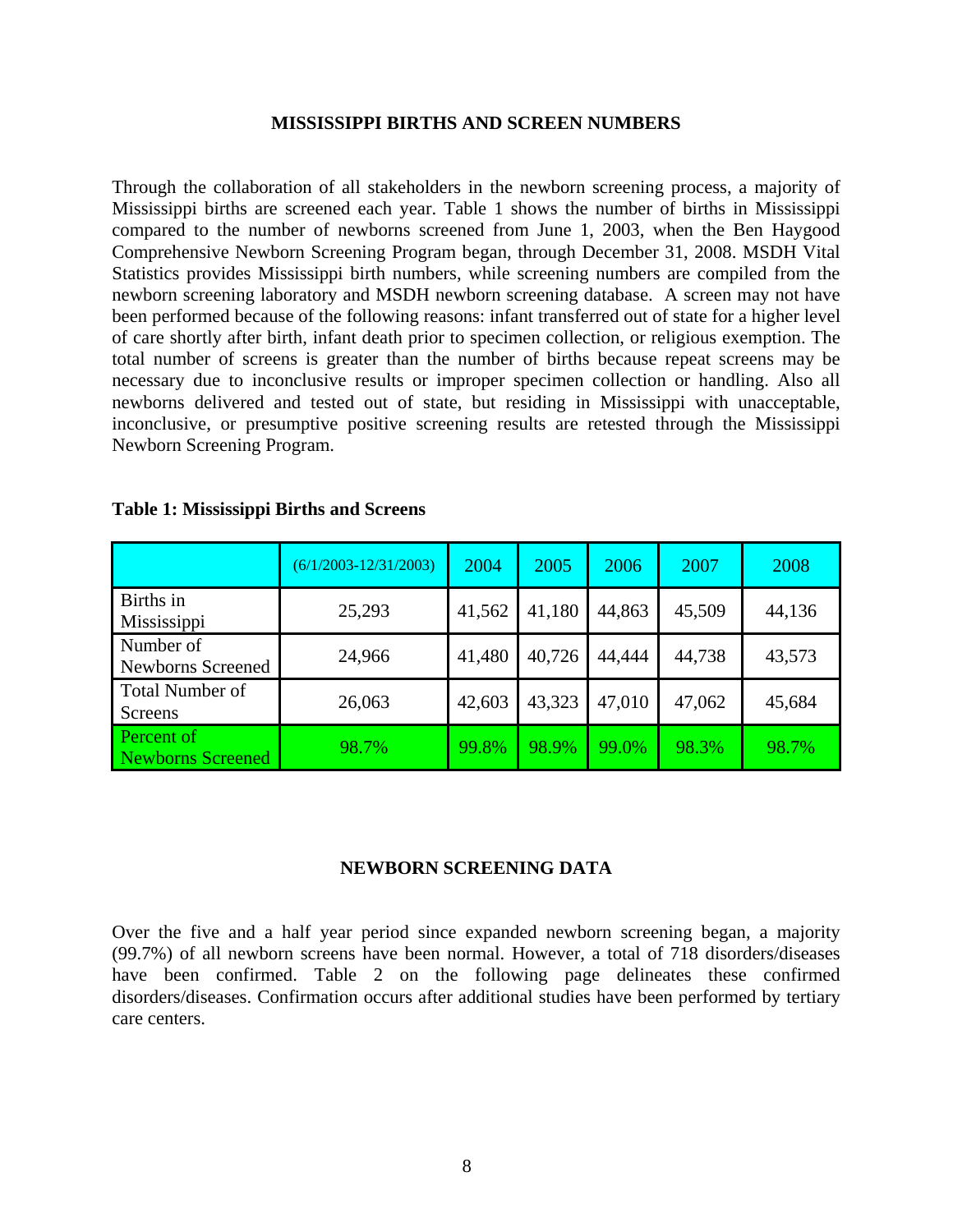## MISSISSIPPI BIRTHS AND SCREEN NUMBERS

Through the collaboration of all stakeholders in the newborn screening process, a majority of Mississippi births are screened each year. Table 1 shows the number of births in Mississippi compared to the number of newborns screened from June 1, 2003, when the Ben Haygood Comprehensive Newborn Screening Program began, through December 31, 2008. MSDH Vital Statistics provides Mississippi birth numbers, while screening numbers are compiled from the newborn screening laboratory and MSDH newborn screening database. A screen may not have been performed because of the following reasons: infant transferred out of state for a higher level of care shortly after birth, infant death prior to specimen collection, or religious exemption. The total number of screens is greater than the number of births because repeat screens may be necessary due to inconclusive results or improper specimen collection or handling. Also all newborns delivered and tested out of state, but residing in Mississippi with unacceptable, inconclusive, or presumptive positive screening results are retested through the Mississippi Newborn Screening Program.

**Table 1: Mississippi Births and Screens**

| | (6/1/2003-12/31/2003) | 2004 | 2005 | 2006 | 2007 | 2008 |
|---|---|---|---|---|---|---|
| Births in Mississippi | 25,293 | 41,562 | 41,180 | 44,863 | 45,509 | 44,136 |
| Number of Newborns Screened | 24,966 | 41,480 | 40,726 | 44,444 | 44,738 | 43,573 |
| Total Number of Screens | 26,063 | 42,603 | 43,323 | 47,010 | 47,062 | 45,684 |
| Percent of Newborns Screened | 98.7% | 99.8% | 98.9% | 99.0% | 98.3% | 98.7% |

## NEWBORN SCREENING DATA

Over the five and a half year period since expanded newborn screening began, a majority (99.7%) of all newborn screens have been normal. However, a total of 718 disorders/diseases have been confirmed. Table 2 on the following page delineates these confirmed disorders/diseases. Confirmation occurs after additional studies have been performed by tertiary care centers.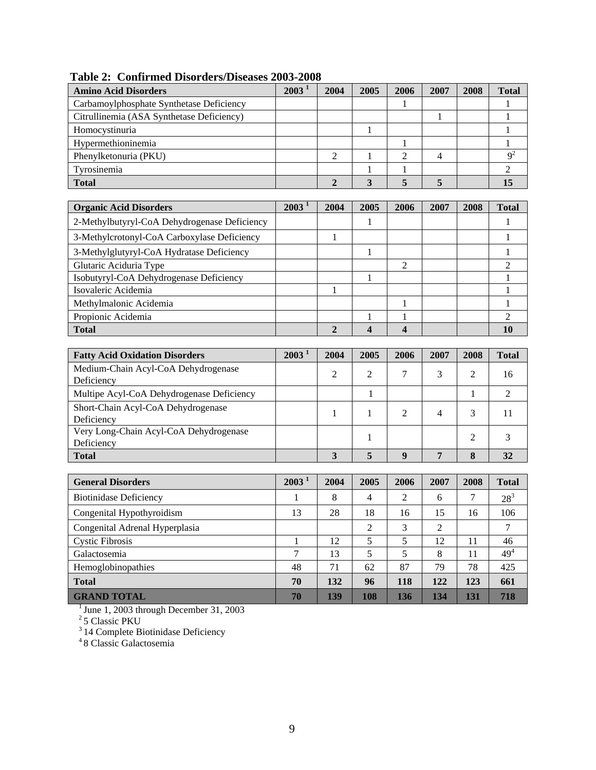**Table 2: Confirmed Disorders/Diseases 2003-2008**

| Amino Acid Disorders | 2003 [1] | 2004 | 2005 | 2006 | 2007 | 2008 | Total |
|---|---|---|---|---|---|---|---|
| Carbamoylphosphate Synthetase Deficiency | | | | 1 | | | 1 |
| Citrullinemia (ASA Synthetase Deficiency) | | | | | 1 | | 1 |
| Homocystinuria | | | 1 | | | | 1 |
| Hypermethioninemia | | | | 1 | | | 1 |
| Phenylketonuria (PKU) | | 2 | 1 | 2 | 4 | | 9 [2] |
| Tyrosinemia | | | 1 | 1 | | | 2 |
| **Total** | | **2** | **3** | **5** | **5** | | **15** |

| Organic Acid Disorders | 2003 [1] | 2004 | 2005 | 2006 | 2007 | 2008 | Total |
|---|---|---|---|---|---|---|---|
| 2-Methylbutyryl-CoA Dehydrogenase Deficiency | | | 1 | | | | 1 |
| 3-Methylcrotonyl-CoA Carboxylase Deficiency | | 1 | | | | | 1 |
| 3-Methylglutyryl-CoA Hydratase Deficiency | | | 1 | | | | 1 |
| Glutaric Aciduria Type | | | | 2 | | | 2 |
| Isobutyryl-CoA Dehydrogenase Deficiency | | | 1 | | | | 1 |
| Isovaleric Acidemia | | 1 | | | | | 1 |
| Methylmalonic Acidemia | | | | 1 | | | 1 |
| Propionic Acidemia | | | 1 | 1 | | | 2 |
| **Total** | | **2** | **4** | **4** | | | **10** |

| Fatty Acid Oxidation Disorders | 2003 [1] | 2004 | 2005 | 2006 | 2007 | 2008 | Total |
|---|---|---|---|---|---|---|---|
| Medium-Chain Acyl-CoA Dehydrogenase Deficiency | | 2 | 2 | 7 | 3 | 2 | 16 |
| Multipe Acyl-CoA Dehydrogenase Deficiency | | | 1 | | | 1 | 2 |
| Short-Chain Acyl-CoA Dehydrogenase Deficiency | | 1 | 1 | 2 | 4 | 3 | 11 |
| Very Long-Chain Acyl-CoA Dehydrogenase Deficiency | | | 1 | | | 2 | 3 |
| **Total** | | **3** | **5** | **9** | **7** | **8** | **32** |

| General Disorders | 2003 [1] | 2004 | 2005 | 2006 | 2007 | 2008 | Total |
|---|---|---|---|---|---|---|---|
| Biotinidase Deficiency | 1 | 8 | 4 | 2 | 6 | 7 | 28 [3] |
| Congenital Hypothyroidism | 13 | 28 | 18 | 16 | 15 | 16 | 106 |
| Congenital Adrenal Hyperplasia | | | 2 | 3 | 2 | | 7 |
| Cystic Fibrosis | 1 | 12 | 5 | 5 | 12 | 11 | 46 |
| Galactosemia | 7 | 13 | 5 | 5 | 8 | 11 | 49 [4] |
| Hemoglobinopathies | 48 | 71 | 62 | 87 | 79 | 78 | 425 |
| **Total** | **70** | **132** | **96** | **118** | **122** | **123** | **661** |
| **GRAND TOTAL** | **70** | **139** | **108** | **136** | **134** | **131** | **718** |

[1] June 1, 2003 through December 31, 2003

[2] 5 Classic PKU

[3] 14 Complete Biotinidase Deficiency

[4] 8 Classic Galactosemia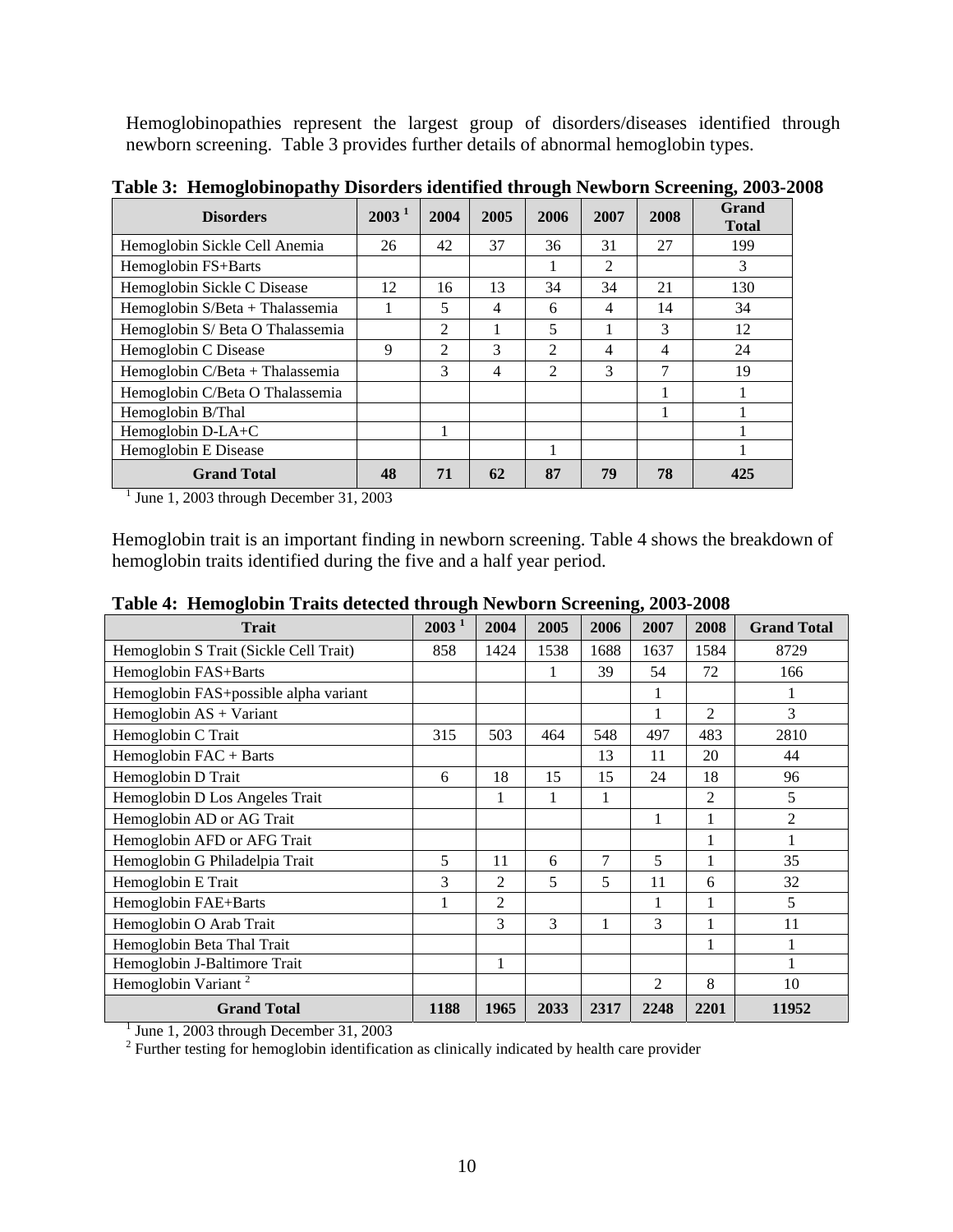Hemoglobinopathies represent the largest group of disorders/diseases identified through newborn screening. Table 3 provides further details of abnormal hemoglobin types.

**Table 3: Hemoglobinopathy Disorders identified through Newborn Screening, 2003-2008**

| Disorders | 2003 [1] | 2004 | 2005 | 2006 | 2007 | 2008 | Grand Total |
|---|---|---|---|---|---|---|---|
| Hemoglobin Sickle Cell Anemia | 26 | 42 | 37 | 36 | 31 | 27 | 199 |
| Hemoglobin FS+Barts | | | | 1 | 2 | | 3 |
| Hemoglobin Sickle C Disease | 12 | 16 | 13 | 34 | 34 | 21 | 130 |
| Hemoglobin S/Beta + Thalassemia | 1 | 5 | 4 | 6 | 4 | 14 | 34 |
| Hemoglobin S/ Beta O Thalassemia | | 2 | 1 | 5 | 1 | 3 | 12 |
| Hemoglobin C Disease | 9 | 2 | 3 | 2 | 4 | 4 | 24 |
| Hemoglobin C/Beta + Thalassemia | | 3 | 4 | 2 | 3 | 7 | 19 |
| Hemoglobin C/Beta O Thalassemia | | | | | | 1 | 1 |
| Hemoglobin B/Thal | | | | | | 1 | 1 |
| Hemoglobin D-LA+C | | 1 | | | | | 1 |
| Hemoglobin E Disease | | | | 1 | | | 1 |
| **Grand Total** | **48** | **71** | **62** | **87** | **79** | **78** | **425** |

[1] June 1, 2003 through December 31, 2003

Hemoglobin trait is an important finding in newborn screening. Table 4 shows the breakdown of hemoglobin traits identified during the five and a half year period.

**Table 4: Hemoglobin Traits detected through Newborn Screening, 2003-2008**

| Trait | 2003 [1] | 2004 | 2005 | 2006 | 2007 | 2008 | Grand Total |
|---|---|---|---|---|---|---|---|
| Hemoglobin S Trait (Sickle Cell Trait) | 858 | 1424 | 1538 | 1688 | 1637 | 1584 | 8729 |
| Hemoglobin FAS+Barts | | | 1 | 39 | 54 | 72 | 166 |
| Hemoglobin FAS+possible alpha variant | | | | | 1 | | 1 |
| Hemoglobin AS + Variant | | | | | 1 | 2 | 3 |
| Hemoglobin C Trait | 315 | 503 | 464 | 548 | 497 | 483 | 2810 |
| Hemoglobin FAC + Barts | | | | 13 | 11 | 20 | 44 |
| Hemoglobin D Trait | 6 | 18 | 15 | 15 | 24 | 18 | 96 |
| Hemoglobin D Los Angeles Trait | | 1 | 1 | 1 | | 2 | 5 |
| Hemoglobin AD or AG Trait | | | | | 1 | 1 | 2 |
| Hemoglobin AFD or AFG Trait | | | | | | 1 | 1 |
| Hemoglobin G Philadelpia Trait | 5 | 11 | 6 | 7 | 5 | 1 | 35 |
| Hemoglobin E Trait | 3 | 2 | 5 | 5 | 11 | 6 | 32 |
| Hemoglobin FAE+Barts | 1 | 2 | | | 1 | 1 | 5 |
| Hemoglobin O Arab Trait | | 3 | 3 | 1 | 3 | 1 | 11 |
| Hemoglobin Beta Thal Trait | | | | | | 1 | 1 |
| Hemoglobin J-Baltimore Trait | | 1 | | | | | 1 |
| Hemoglobin Variant [2] | | | | | 2 | 8 | 10 |
| **Grand Total** | **1188** | **1965** | **2033** | **2317** | **2248** | **2201** | **11952** |

[1] June 1, 2003 through December 31, 2003
[2] Further testing for hemoglobin identification as clinically indicated by health care provider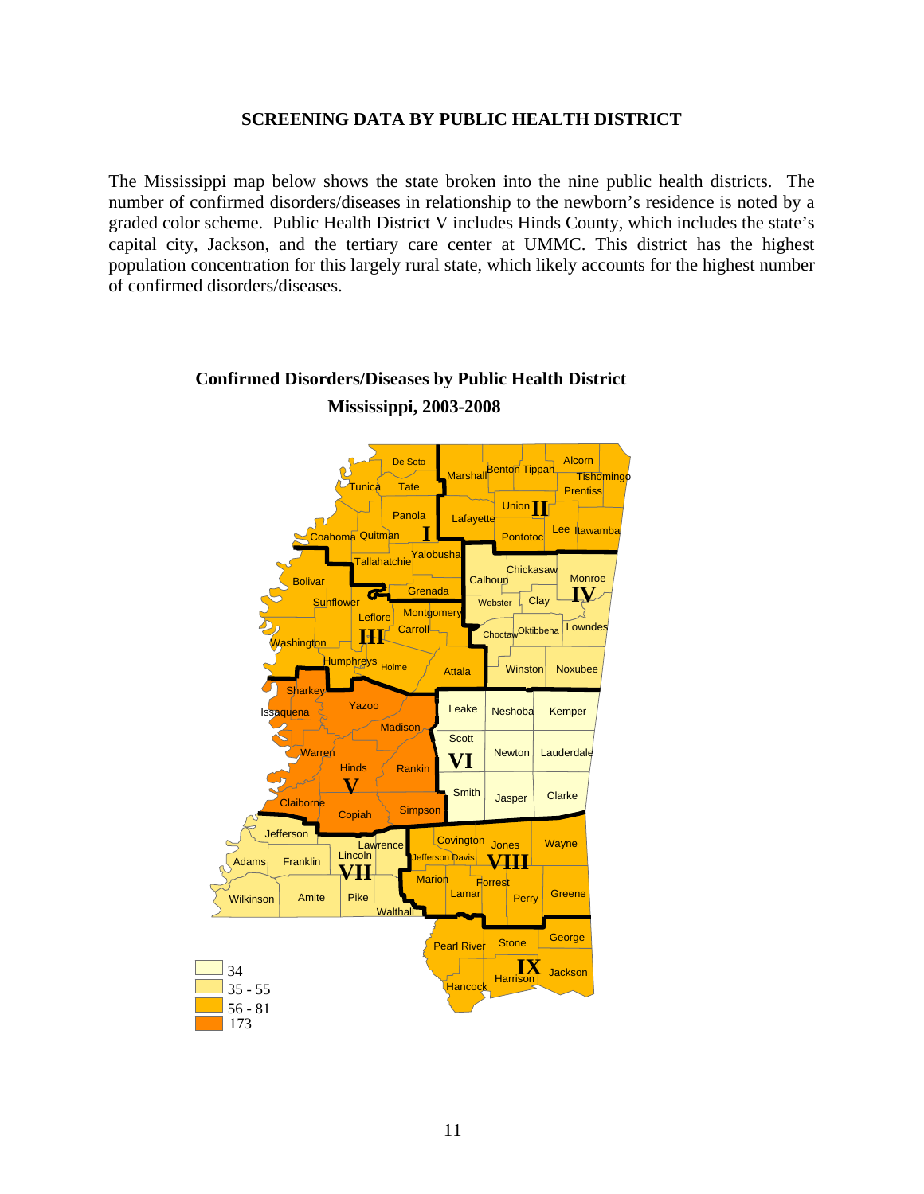## SCREENING DATA BY PUBLIC HEALTH DISTRICT

The Mississippi map below shows the state broken into the nine public health districts. The number of confirmed disorders/diseases in relationship to the newborn's residence is noted by a graded color scheme. Public Health District V includes Hinds County, which includes the state's capital city, Jackson, and the tertiary care center at UMMC. This district has the highest population concentration for this largely rural state, which likely accounts for the highest number of confirmed disorders/diseases.

### Confirmed Disorders/Diseases by Public Health District
### Mississippi, 2003-2008

- 34
- 35 - 55
- 56 - 81
- 173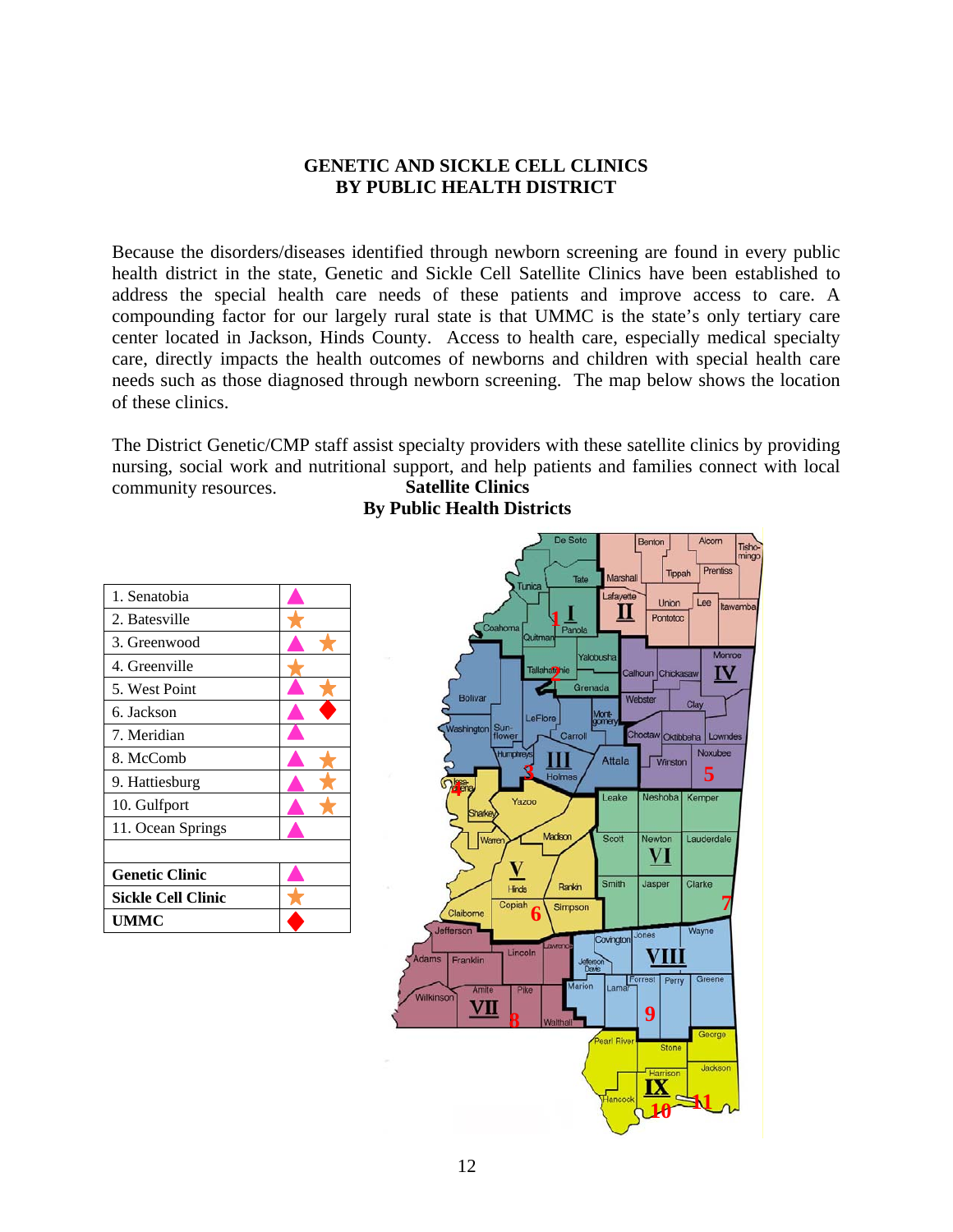## GENETIC AND SICKLE CELL CLINICS BY PUBLIC HEALTH DISTRICT

Because the disorders/diseases identified through newborn screening are found in every public health district in the state, Genetic and Sickle Cell Satellite Clinics have been established to address the special health care needs of these patients and improve access to care. A compounding factor for our largely rural state is that UMMC is the state's only tertiary care center located in Jackson, Hinds County. Access to health care, especially medical specialty care, directly impacts the health outcomes of newborns and children with special health care needs such as those diagnosed through newborn screening. The map below shows the location of these clinics.

The District Genetic/CMP staff assist specialty providers with these satellite clinics by providing nursing, social work and nutritional support, and help patients and families connect with local community resources.

**Satellite Clinics By Public Health Districts**

| Clinic | Type |
| --- | --- |
| 1. Senatobia | ▲ |
| 2. Batesville | ★ |
| 3. Greenwood | ▲ ★ |
| 4. Greenville | ★ |
| 5. West Point | ▲ ★ |
| 6. Jackson | ▲ ◆ |
| 7. Meridian | ▲ |
| 8. McComb | ▲ ★ |
| 9. Hattiesburg | ▲ ★ |
| 10. Gulfport | ▲ ★ |
| 11. Ocean Springs | ▲ |
| | |
| **Genetic Clinic** | ▲ |
| **Sickle Cell Clinic** | ★ |
| **UMMC** | ◆ |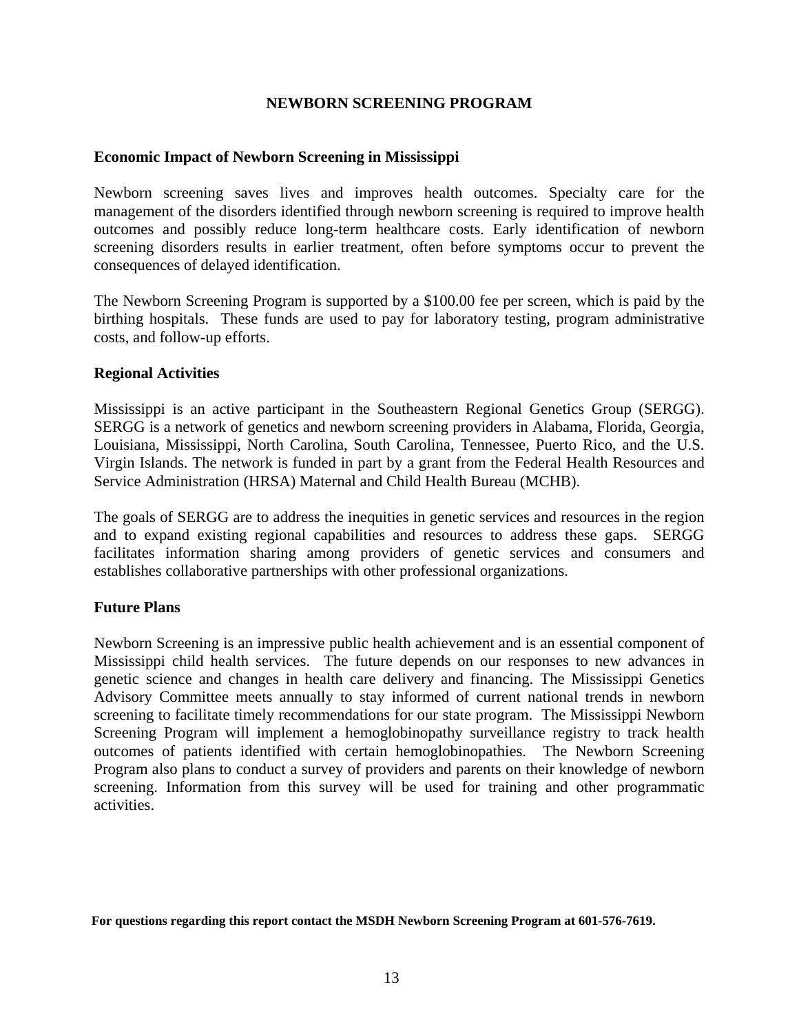# NEWBORN SCREENING PROGRAM

## Economic Impact of Newborn Screening in Mississippi

Newborn screening saves lives and improves health outcomes. Specialty care for the management of the disorders identified through newborn screening is required to improve health outcomes and possibly reduce long-term healthcare costs. Early identification of newborn screening disorders results in earlier treatment, often before symptoms occur to prevent the consequences of delayed identification.

The Newborn Screening Program is supported by a $100.00 fee per screen, which is paid by the birthing hospitals. These funds are used to pay for laboratory testing, program administrative costs, and follow-up efforts.

## Regional Activities

Mississippi is an active participant in the Southeastern Regional Genetics Group (SERGG). SERGG is a network of genetics and newborn screening providers in Alabama, Florida, Georgia, Louisiana, Mississippi, North Carolina, South Carolina, Tennessee, Puerto Rico, and the U.S. Virgin Islands. The network is funded in part by a grant from the Federal Health Resources and Service Administration (HRSA) Maternal and Child Health Bureau (MCHB).

The goals of SERGG are to address the inequities in genetic services and resources in the region and to expand existing regional capabilities and resources to address these gaps. SERGG facilitates information sharing among providers of genetic services and consumers and establishes collaborative partnerships with other professional organizations.

## Future Plans

Newborn Screening is an impressive public health achievement and is an essential component of Mississippi child health services. The future depends on our responses to new advances in genetic science and changes in health care delivery and financing. The Mississippi Genetics Advisory Committee meets annually to stay informed of current national trends in newborn screening to facilitate timely recommendations for our state program. The Mississippi Newborn Screening Program will implement a hemoglobinopathy surveillance registry to track health outcomes of patients identified with certain hemoglobinopathies. The Newborn Screening Program also plans to conduct a survey of providers and parents on their knowledge of newborn screening. Information from this survey will be used for training and other programmatic activities.

**For questions regarding this report contact the MSDH Newborn Screening Program at 601-576-7619.**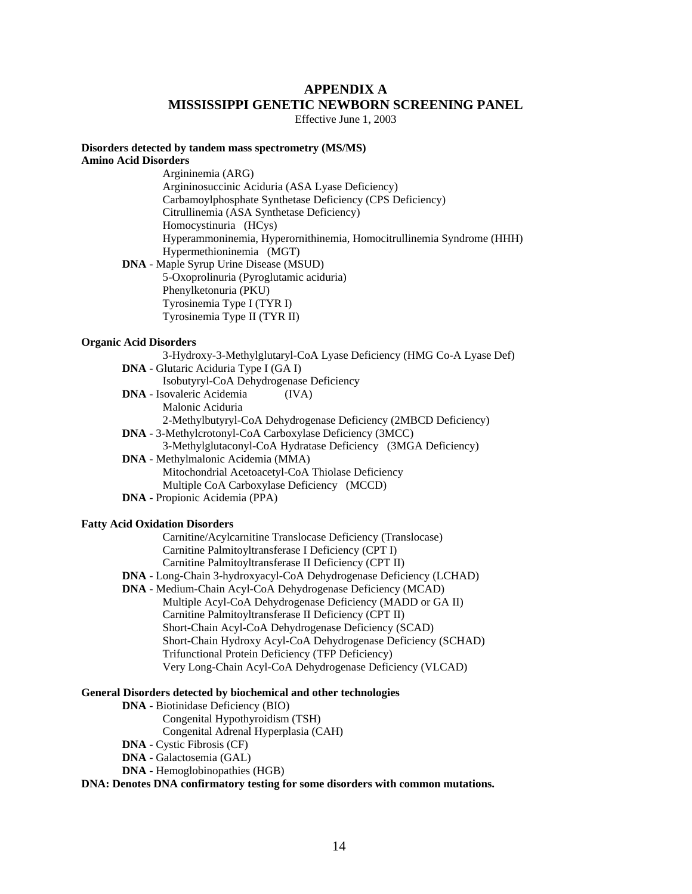# APPENDIX A
# MISSISSIPPI GENETIC NEWBORN SCREENING PANEL

Effective June 1, 2003

**Disorders detected by tandem mass spectrometry (MS/MS)**

**Amino Acid Disorders**

- Argininemia (ARG)
- Argininosuccinic Aciduria (ASA Lyase Deficiency)
- Carbamoylphosphate Synthetase Deficiency (CPS Deficiency)
- Citrullinemia (ASA Synthetase Deficiency)
- Homocystinuria (HCys)
- Hyperammoninemia, Hyperornithinemia, Homocitrullinemia Syndrome (HHH)
- Hypermethioninemia (MGT)
- **DNA** - Maple Syrup Urine Disease (MSUD)
- 5-Oxoprolinuria (Pyroglutamic aciduria)
- Phenylketonuria (PKU)
- Tyrosinemia Type I (TYR I)
- Tyrosinemia Type II (TYR II)

**Organic Acid Disorders**

- 3-Hydroxy-3-Methylglutaryl-CoA Lyase Deficiency (HMG Co-A Lyase Def)
- **DNA** - Glutaric Aciduria Type I (GA I)
- Isobutyryl-CoA Dehydrogenase Deficiency
- **DNA** - Isovaleric Acidemia (IVA)
- Malonic Aciduria
- 2-Methylbutyryl-CoA Dehydrogenase Deficiency (2MBCD Deficiency)
- **DNA** - 3-Methylcrotonyl-CoA Carboxylase Deficiency (3MCC)
- 3-Methylglutaconyl-CoA Hydratase Deficiency (3MGA Deficiency)
- **DNA** - Methylmalonic Acidemia (MMA)
- Mitochondrial Acetoacetyl-CoA Thiolase Deficiency
- Multiple CoA Carboxylase Deficiency (MCCD)
- **DNA** - Propionic Acidemia (PPA)

**Fatty Acid Oxidation Disorders**

- Carnitine/Acylcarnitine Translocase Deficiency (Translocase)
- Carnitine Palmitoyltransferase I Deficiency (CPT I)
- Carnitine Palmitoyltransferase II Deficiency (CPT II)
- **DNA** - Long-Chain 3-hydroxyacyl-CoA Dehydrogenase Deficiency (LCHAD)
- **DNA** - Medium-Chain Acyl-CoA Dehydrogenase Deficiency (MCAD)
- Multiple Acyl-CoA Dehydrogenase Deficiency (MADD or GA II)
- Carnitine Palmitoyltransferase II Deficiency (CPT II)
- Short-Chain Acyl-CoA Dehydrogenase Deficiency (SCAD)
- Short-Chain Hydroxy Acyl-CoA Dehydrogenase Deficiency (SCHAD)
- Trifunctional Protein Deficiency (TFP Deficiency)
- Very Long-Chain Acyl-CoA Dehydrogenase Deficiency (VLCAD)

**General Disorders detected by biochemical and other technologies**

- **DNA** - Biotinidase Deficiency (BIO)
- Congenital Hypothyroidism (TSH)
- Congenital Adrenal Hyperplasia (CAH)
- **DNA** - Cystic Fibrosis (CF)
- **DNA** - Galactosemia (GAL)
- **DNA** - Hemoglobinopathies (HGB)

**DNA: Denotes DNA confirmatory testing for some disorders with common mutations.**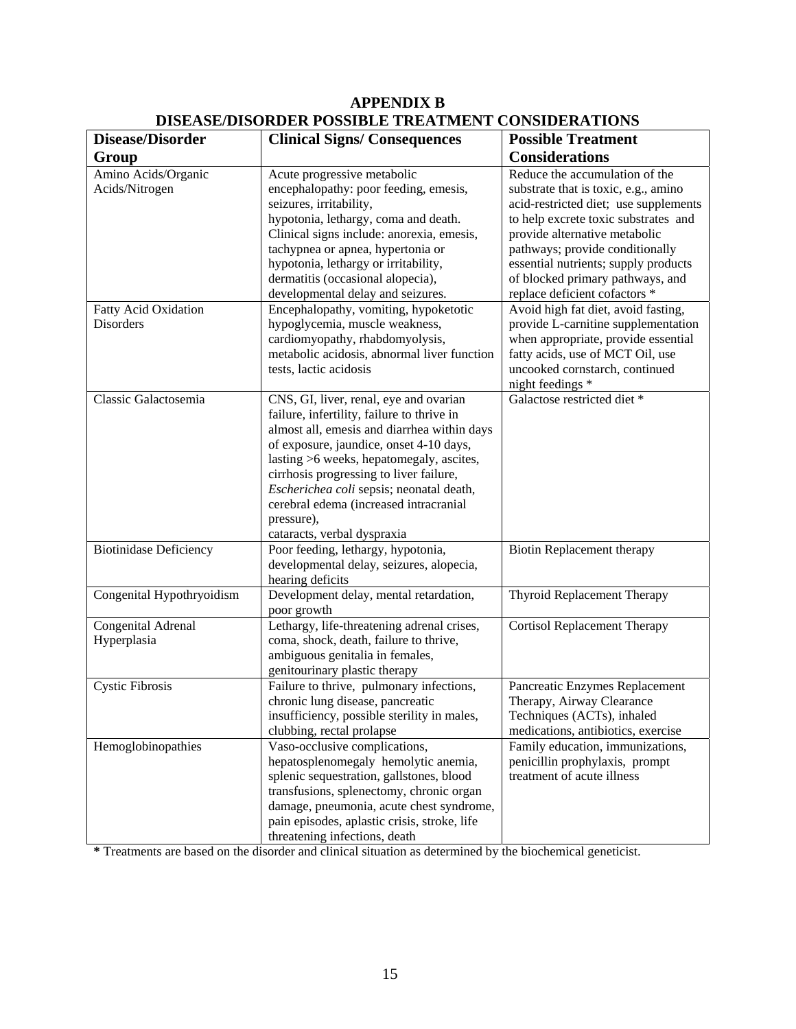# APPENDIX B
## DISEASE/DISORDER POSSIBLE TREATMENT CONSIDERATIONS

| Disease/Disorder Group | Clinical Signs/ Consequences | Possible Treatment Considerations |
|---|---|---|
| Amino Acids/Organic Acids/Nitrogen | Acute progressive metabolic encephalopathy: poor feeding, emesis, seizures, irritability, hypotonia, lethargy, coma and death. Clinical signs include: anorexia, emesis, tachypnea or apnea, hypertonia or hypotonia, lethargy or irritability, dermatitis (occasional alopecia), developmental delay and seizures. | Reduce the accumulation of the substrate that is toxic, e.g., amino acid-restricted diet; use supplements to help excrete toxic substrates and provide alternative metabolic pathways; provide conditionally essential nutrients; supply products of blocked primary pathways, and replace deficient cofactors * |
| Fatty Acid Oxidation Disorders | Encephalopathy, vomiting, hypoketotic hypoglycemia, muscle weakness, cardiomyopathy, rhabdomyolysis, metabolic acidosis, abnormal liver function tests, lactic acidosis | Avoid high fat diet, avoid fasting, provide L-carnitine supplementation when appropriate, provide essential fatty acids, use of MCT Oil, use uncooked cornstarch, continued night feedings * |
| Classic Galactosemia | CNS, GI, liver, renal, eye and ovarian failure, infertility, failure to thrive in almost all, emesis and diarrhea within days of exposure, jaundice, onset 4-10 days, lasting >6 weeks, hepatomegaly, ascites, cirrhosis progressing to liver failure, *Escherichea coli* sepsis; neonatal death, cerebral edema (increased intracranial pressure), cataracts, verbal dyspraxia | Galactose restricted diet * |
| Biotinidase Deficiency | Poor feeding, lethargy, hypotonia, developmental delay, seizures, alopecia, hearing deficits | Biotin Replacement therapy |
| Congenital Hypothryoidism | Development delay, mental retardation, poor growth | Thyroid Replacement Therapy |
| Congenital Adrenal Hyperplasia | Lethargy, life-threatening adrenal crises, coma, shock, death, failure to thrive, ambiguous genitalia in females, genitourinary plastic therapy | Cortisol Replacement Therapy |
| Cystic Fibrosis | Failure to thrive, pulmonary infections, chronic lung disease, pancreatic insufficiency, possible sterility in males, clubbing, rectal prolapse | Pancreatic Enzymes Replacement Therapy, Airway Clearance Techniques (ACTs), inhaled medications, antibiotics, exercise |
| Hemoglobinopathies | Vaso-occlusive complications, hepatosplenomegaly hemolytic anemia, splenic sequestration, gallstones, blood transfusions, splenectomy, chronic organ damage, pneumonia, acute chest syndrome, pain episodes, aplastic crisis, stroke, life threatening infections, death | Family education, immunizations, penicillin prophylaxis, prompt treatment of acute illness |

**\*** Treatments are based on the disorder and clinical situation as determined by the biochemical geneticist.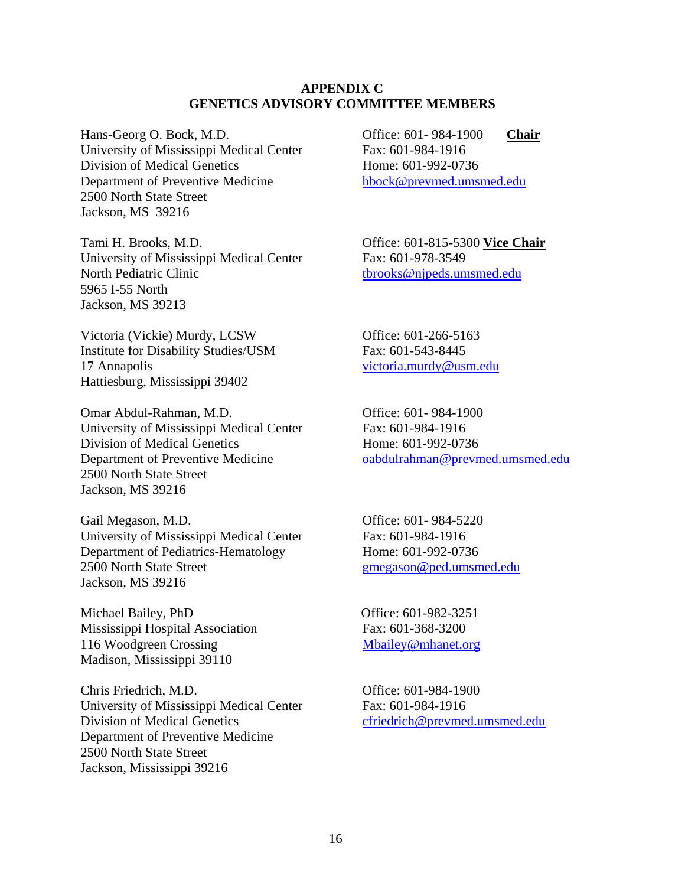**APPENDIX C**
**GENETICS ADVISORY COMMITTEE MEMBERS**

Hans-Georg O. Bock, M.D.
University of Mississippi Medical Center
Division of Medical Genetics
Department of Preventive Medicine
2500 North State Street
Jackson, MS 39216

Office: 601- 984-1900 **Chair**
Fax: 601-984-1916
Home: 601-992-0736
hbock@prevmed.umsmed.edu

Tami H. Brooks, M.D.
University of Mississippi Medical Center
North Pediatric Clinic
5965 I-55 North
Jackson, MS 39213

Office: 601-815-5300 **Vice Chair**
Fax: 601-978-3549
tbrooks@njpeds.umsmed.edu

Victoria (Vickie) Murdy, LCSW
Institute for Disability Studies/USM
17 Annapolis
Hattiesburg, Mississippi 39402

Office: 601-266-5163
Fax: 601-543-8445
victoria.murdy@usm.edu

Omar Abdul-Rahman, M.D.
University of Mississippi Medical Center
Division of Medical Genetics
Department of Preventive Medicine
2500 North State Street
Jackson, MS 39216

Office: 601- 984-1900
Fax: 601-984-1916
Home: 601-992-0736
oabdulrahman@prevmed.umsmed.edu

Gail Megason, M.D.
University of Mississippi Medical Center
Department of Pediatrics-Hematology
2500 North State Street
Jackson, MS 39216

Office: 601- 984-5220
Fax: 601-984-1916
Home: 601-992-0736
gmegason@ped.umsmed.edu

Michael Bailey, PhD
Mississippi Hospital Association
116 Woodgreen Crossing
Madison, Mississippi 39110

Office: 601-982-3251
Fax: 601-368-3200
Mbailey@mhanet.org

Chris Friedrich, M.D.
University of Mississippi Medical Center
Division of Medical Genetics
Department of Preventive Medicine
2500 North State Street
Jackson, Mississippi 39216

Office: 601-984-1900
Fax: 601-984-1916
cfriedrich@prevmed.umsmed.edu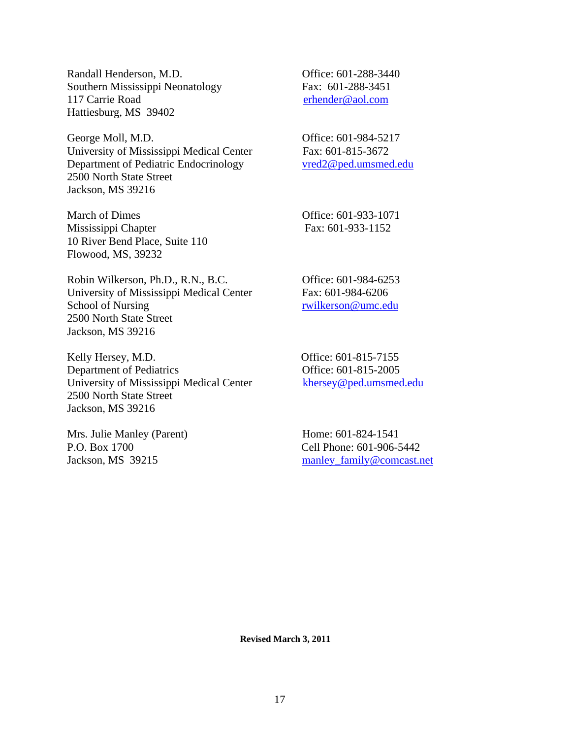Randall Henderson, M.D.
Southern Mississippi Neonatology
117 Carrie Road
Hattiesburg, MS 39402

Office: 601-288-3440
Fax: 601-288-3451
erhender@aol.com

George Moll, M.D.
University of Mississippi Medical Center
Department of Pediatric Endocrinology
2500 North State Street
Jackson, MS 39216

Office: 601-984-5217
Fax: 601-815-3672
vred2@ped.umsmed.edu

March of Dimes
Mississippi Chapter
10 River Bend Place, Suite 110
Flowood, MS, 39232

Office: 601-933-1071
Fax: 601-933-1152

Robin Wilkerson, Ph.D., R.N., B.C.
University of Mississippi Medical Center
School of Nursing
2500 North State Street
Jackson, MS 39216

Office: 601-984-6253
Fax: 601-984-6206
rwilkerson@umc.edu

Kelly Hersey, M.D.
Department of Pediatrics
University of Mississippi Medical Center
2500 North State Street
Jackson, MS 39216

Office: 601-815-7155
Office: 601-815-2005
khersey@ped.umsmed.edu

Mrs. Julie Manley (Parent)
P.O. Box 1700
Jackson, MS 39215

Home: 601-824-1541
Cell Phone: 601-906-5442
manley_family@comcast.net

**Revised March 3, 2011**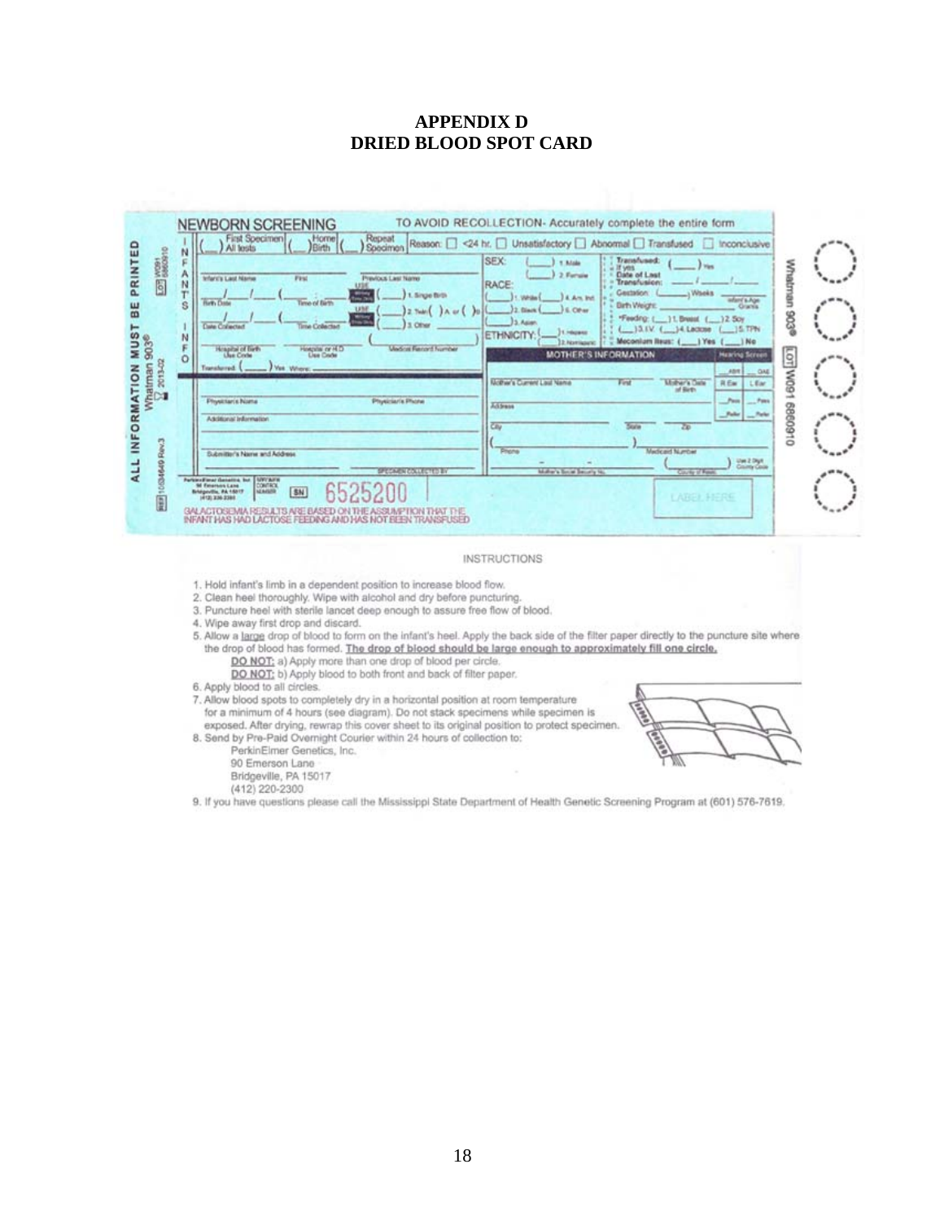# APPENDIX D
# DRIED BLOOD SPOT CARD

NEWBORN SCREENING — TO AVOID RECOLLECTION- Accurately complete the entire form

ALL INFORMATION MUST BE PRINTED

( ) First Specimen All tests ( ) Home Birth ( ) Repeat Specimen Reason: ☐ <24 hr. ☐ Unsatisfactory ☐ Abnormal ☐ Transfused ☐ Inconclusive

INFANTS INFO

Infant's Last Name | First | Previous Last Name

Birth Date | Time of Birth | ( ) 1. Single Birth | ( ) 2. Twin ( ) A or ( ) B | ( ) 3. Other

Date Collected | Time Collected

Hospital of Birth Use Code | Hospital or H.D. Use Code | Medical Record Number

Transferred: ( ) Yes Where:

SEX: ( ) 1. Male ( ) 2. Female

RACE: ( ) 1. White ( ) 4. Am. Ind. ( ) 2. Black ( ) 5. Other ( ) 3. Asian

ETHNICITY: ( ) 1. Hispanic ( ) 2. Nonhispanic

Transfused: If yes ( ) Yes — Date of Last Transfusion: / /

Gestation: ( ) Weeks — Birth Weight: Infant's Age Grams

*Feeding: ( ) 1. Breast ( ) 2. Soy ( ) 3. I.V. ( ) 4. Lactose ( ) 5. TPN

Meconium Ileus: ( ) Yes ( ) No

Physician's Name | Physician's Phone

Additional Information

Submitter's Name and Address

SPECIMEN COLLECTED BY

MOTHER'S INFORMATION

Mother's Current Last Name | First | Mother's Date of Birth

Address

City | State | Zip

Phone | Medicaid Number

Mother's Social Security No. | County of Resid. (Use 2 Digit County Code)

Hearing Screen: ABR / OAE — R Ear / L Ear — Pass / Pass — Refer / Refer

PerkinElmer Genetics, Inc. 90 Emerson Lane Bridgeville, PA 15017 (412) 220-2300

SN 6525200

LABEL HERE

GALACTOSEMIA RESULTS ARE BASED ON THE ASSUMPTION THAT THE INFANT HAS HAD LACTOSE FEEDING AND HAS NOT BEEN TRANSFUSED

Whatman 903® LOT W091 6860910

## INSTRUCTIONS

1. Hold infant's limb in a dependent position to increase blood flow.
2. Clean heel thoroughly. Wipe with alcohol and dry before puncturing.
3. Puncture heel with sterile lancet deep enough to assure free flow of blood.
4. Wipe away first drop and discard.
5. Allow a large drop of blood to form on the infant's heel. Apply the back side of the filter paper directly to the puncture site where the drop of blood has formed. **The drop of blood should be large enough to approximately fill one circle.**
   **DO NOT:** a) Apply more than one drop of blood per circle.
   **DO NOT:** b) Apply blood to both front and back of filter paper.
6. Apply blood to all circles.
7. Allow blood spots to completely dry in a horizontal position at room temperature for a minimum of 4 hours (see diagram). Do not stack specimens while specimen is exposed. After drying, rewrap this cover sheet to its original position to protect specimen.
8. Send by Pre-Paid Overnight Courier within 24 hours of collection to:
   PerkinElmer Genetics, Inc.
   90 Emerson Lane
   Bridgeville, PA 15017
   (412) 220-2300
9. If you have questions please call the Mississippi State Department of Health Genetic Screening Program at (601) 576-7619.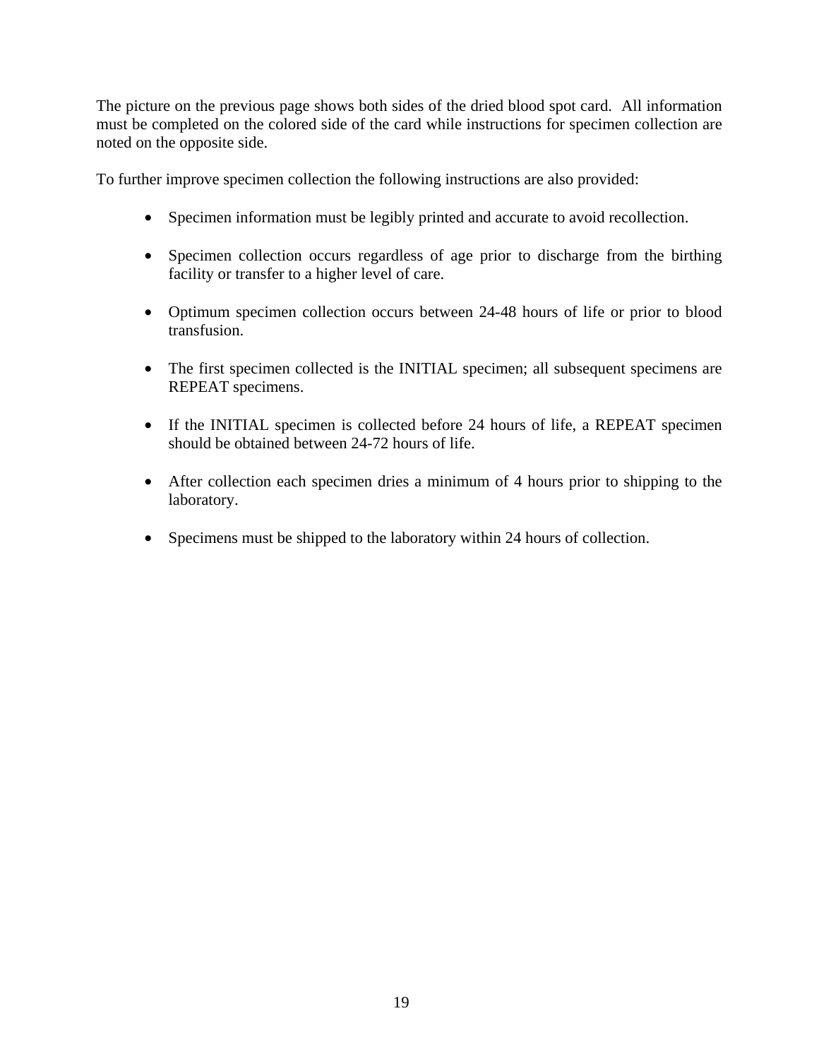The picture on the previous page shows both sides of the dried blood spot card. All information must be completed on the colored side of the card while instructions for specimen collection are noted on the opposite side.

To further improve specimen collection the following instructions are also provided:

- Specimen information must be legibly printed and accurate to avoid recollection.

- Specimen collection occurs regardless of age prior to discharge from the birthing facility or transfer to a higher level of care.

- Optimum specimen collection occurs between 24-48 hours of life or prior to blood transfusion.

- The first specimen collected is the INITIAL specimen; all subsequent specimens are REPEAT specimens.

- If the INITIAL specimen is collected before 24 hours of life, a REPEAT specimen should be obtained between 24-72 hours of life.

- After collection each specimen dries a minimum of 4 hours prior to shipping to the laboratory.

- Specimens must be shipped to the laboratory within 24 hours of collection.